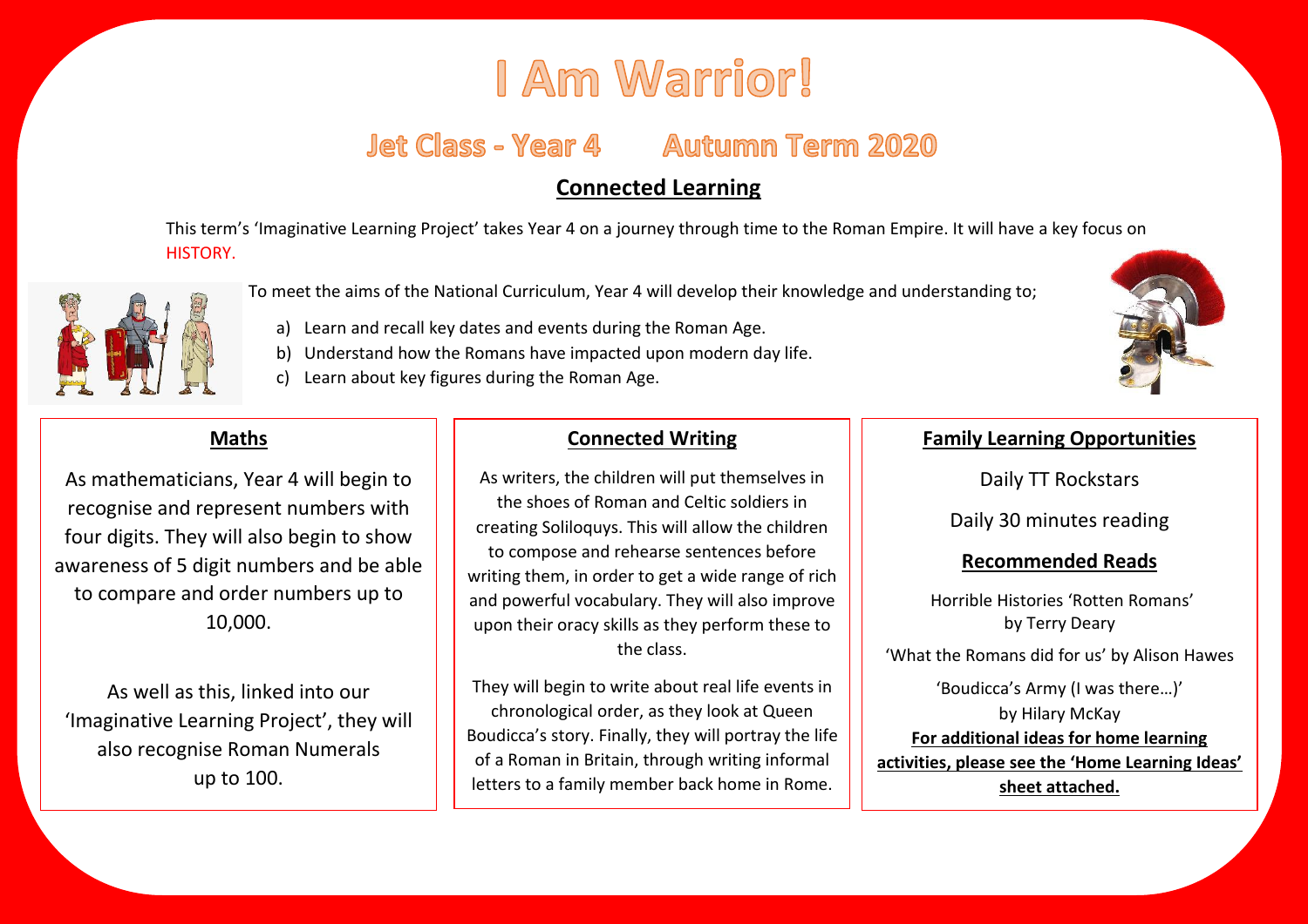# I Am Warrior!

## Jet Class - Year 4 Autumn Term 2020

### Connected Learning

This term's 'Imaginative Learning Project' takes Year 4 on a journey through time to the Roman Empire. It will have a key focus on HISTORY.

To meet the aims of the National Curriculum, Year 4 will develop their knowledge and understanding to;

a) Learn and recall key dates and events during the Roman Age.
b) Understand how the Romans have impacted upon modern day life.
c) Learn about key figures during the Roman Age.

### Maths

As mathematicians, Year 4 will begin to recognise and represent numbers with four digits. They will also begin to show awareness of 5 digit numbers and be able to compare and order numbers up to 10,000.

As well as this, linked into our 'Imaginative Learning Project', they will also recognise Roman Numerals up to 100.

### Connected Writing

As writers, the children will put themselves in the shoes of Roman and Celtic soldiers in creating Soliloquys. This will allow the children to compose and rehearse sentences before writing them, in order to get a wide range of rich and powerful vocabulary. They will also improve upon their oracy skills as they perform these to the class.

They will begin to write about real life events in chronological order, as they look at Queen Boudicca's story. Finally, they will portray the life of a Roman in Britain, through writing informal letters to a family member back home in Rome.

### Family Learning Opportunities

Daily TT Rockstars

Daily 30 minutes reading

### Recommended Reads

Horrible Histories 'Rotten Romans' by Terry Deary

'What the Romans did for us' by Alison Hawes

'Boudicca's Army (I was there…)' by Hilary McKay

**For additional ideas for home learning activities, please see the 'Home Learning Ideas' sheet attached.**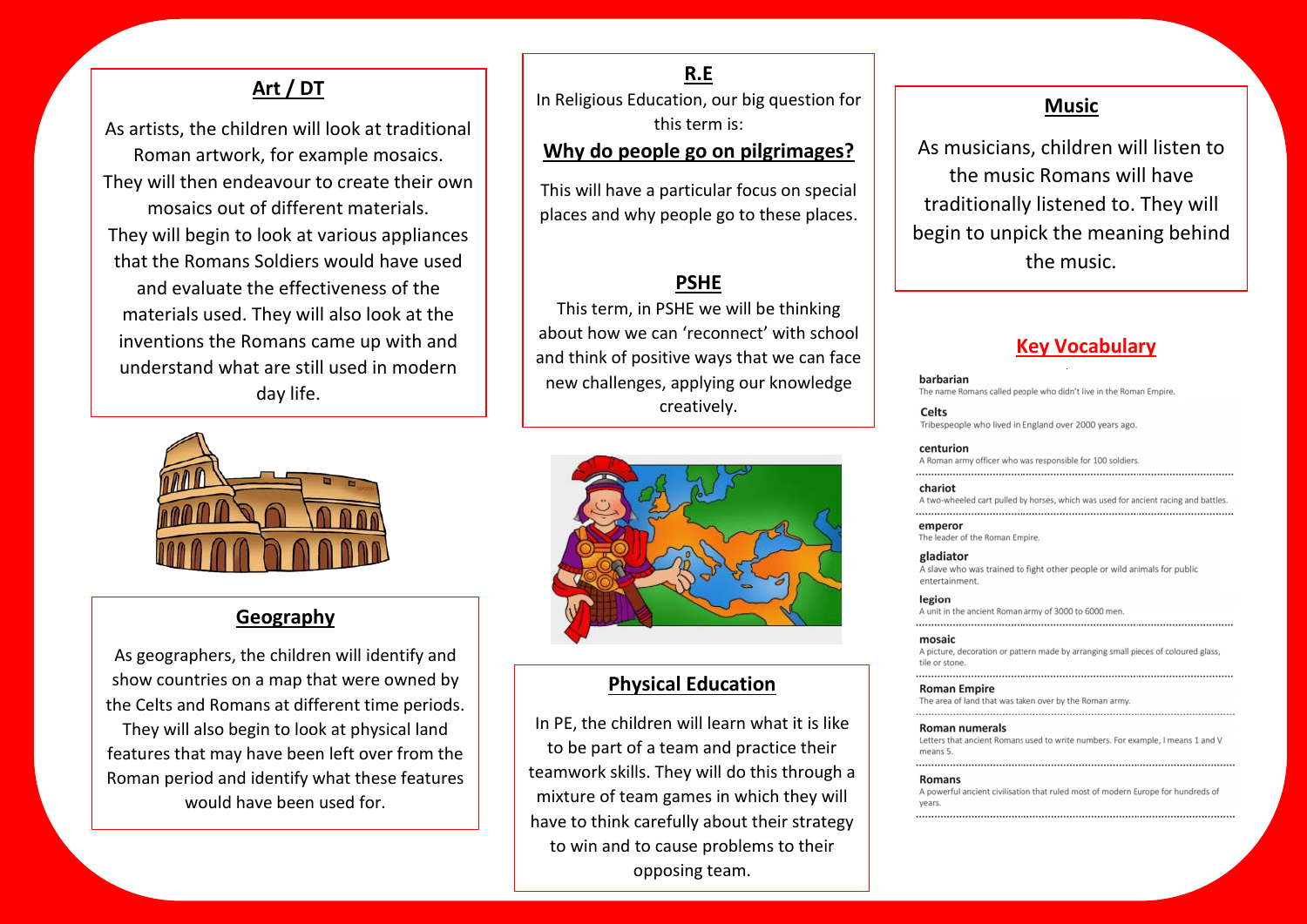## Art / DT

As artists, the children will look at traditional Roman artwork, for example mosaics. They will then endeavour to create their own mosaics out of different materials. They will begin to look at various appliances that the Romans Soldiers would have used and evaluate the effectiveness of the materials used. They will also look at the inventions the Romans came up with and understand what are still used in modern day life.

## Geography

As geographers, the children will identify and show countries on a map that were owned by the Celts and Romans at different time periods. They will also begin to look at physical land features that may have been left over from the Roman period and identify what these features would have been used for.

## R.E

In Religious Education, our big question for this term is:

**Why do people go on pilgrimages?**

This will have a particular focus on special places and why people go to these places.

## PSHE

This term, in PSHE we will be thinking about how we can 'reconnect' with school and think of positive ways that we can face new challenges, applying our knowledge creatively.

## Physical Education

In PE, the children will learn what it is like to be part of a team and practice their teamwork skills. They will do this through a mixture of team games in which they will have to think carefully about their strategy to win and to cause problems to their opposing team.

## Music

As musicians, children will listen to the music Romans will have traditionally listened to. They will begin to unpick the meaning behind the music.

## Key Vocabulary

**barbarian**
The name Romans called people who didn't live in the Roman Empire.

**Celts**
Tribespeople who lived in England over 2000 years ago.

**centurion**
A Roman army officer who was responsible for 100 soldiers.

**chariot**
A two-wheeled cart pulled by horses, which was used for ancient racing and battles.

**emperor**
The leader of the Roman Empire.

**gladiator**
A slave who was trained to fight other people or wild animals for public entertainment.

**legion**
A unit in the ancient Roman army of 3000 to 6000 men.

**mosaic**
A picture, decoration or pattern made by arranging small pieces of coloured glass, tile or stone.

**Roman Empire**
The area of land that was taken over by the Roman army.

**Roman numerals**
Letters that ancient Romans used to write numbers. For example, I means 1 and V means 5.

**Romans**
A powerful ancient civilisation that ruled most of modern Europe for hundreds of years.